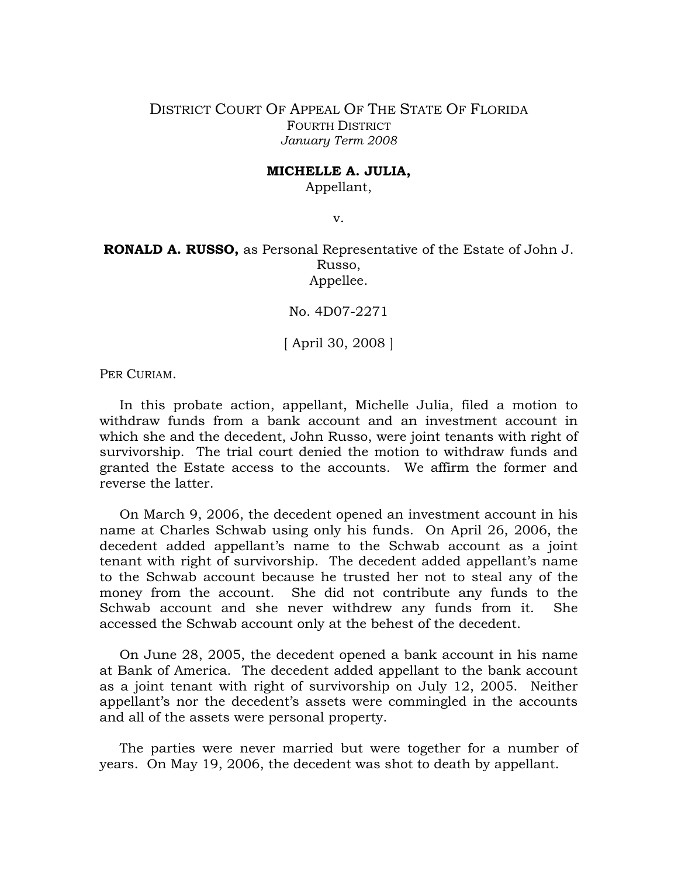DISTRICT COURT OF APPEAL OF THE STATE OF FLORIDA
FOURTH DISTRICT
*January Term 2008*

**MICHELLE A. JULIA,**
Appellant,

v.

**RONALD A. RUSSO,** as Personal Representative of the Estate of John J. Russo,
Appellee.

No. 4D07-2271

[ April 30, 2008 ]

PER CURIAM.

In this probate action, appellant, Michelle Julia, filed a motion to withdraw funds from a bank account and an investment account in which she and the decedent, John Russo, were joint tenants with right of survivorship. The trial court denied the motion to withdraw funds and granted the Estate access to the accounts. We affirm the former and reverse the latter.

On March 9, 2006, the decedent opened an investment account in his name at Charles Schwab using only his funds. On April 26, 2006, the decedent added appellant's name to the Schwab account as a joint tenant with right of survivorship. The decedent added appellant's name to the Schwab account because he trusted her not to steal any of the money from the account. She did not contribute any funds to the Schwab account and she never withdrew any funds from it. She accessed the Schwab account only at the behest of the decedent.

On June 28, 2005, the decedent opened a bank account in his name at Bank of America. The decedent added appellant to the bank account as a joint tenant with right of survivorship on July 12, 2005. Neither appellant's nor the decedent's assets were commingled in the accounts and all of the assets were personal property.

The parties were never married but were together for a number of years. On May 19, 2006, the decedent was shot to death by appellant.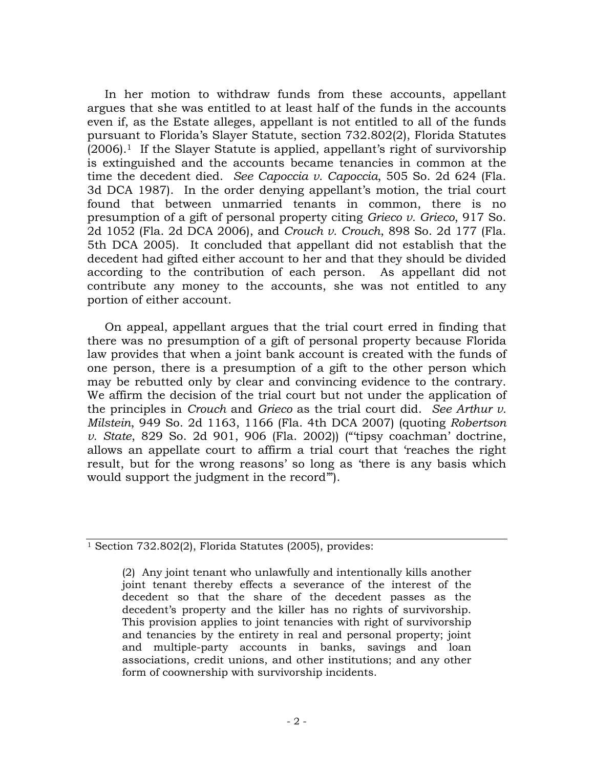In her motion to withdraw funds from these accounts, appellant argues that she was entitled to at least half of the funds in the accounts even if, as the Estate alleges, appellant is not entitled to all of the funds pursuant to Florida's Slayer Statute, section 732.802(2), Florida Statutes (2006).[1] If the Slayer Statute is applied, appellant's right of survivorship is extinguished and the accounts became tenancies in common at the time the decedent died. *See Capoccia v. Capoccia*, 505 So. 2d 624 (Fla. 3d DCA 1987). In the order denying appellant's motion, the trial court found that between unmarried tenants in common, there is no presumption of a gift of personal property citing *Grieco v. Grieco*, 917 So. 2d 1052 (Fla. 2d DCA 2006), and *Crouch v. Crouch*, 898 So. 2d 177 (Fla. 5th DCA 2005). It concluded that appellant did not establish that the decedent had gifted either account to her and that they should be divided according to the contribution of each person. As appellant did not contribute any money to the accounts, she was not entitled to any portion of either account.

On appeal, appellant argues that the trial court erred in finding that there was no presumption of a gift of personal property because Florida law provides that when a joint bank account is created with the funds of one person, there is a presumption of a gift to the other person which may be rebutted only by clear and convincing evidence to the contrary. We affirm the decision of the trial court but not under the application of the principles in *Crouch* and *Grieco* as the trial court did. *See Arthur v. Milstein*, 949 So. 2d 1163, 1166 (Fla. 4th DCA 2007) (quoting *Robertson v. State*, 829 So. 2d 901, 906 (Fla. 2002)) ("'tipsy coachman' doctrine, allows an appellate court to affirm a trial court that 'reaches the right result, but for the wrong reasons' so long as 'there is any basis which would support the judgment in the record'").

---

[1] Section 732.802(2), Florida Statutes (2005), provides:

> (2) Any joint tenant who unlawfully and intentionally kills another joint tenant thereby effects a severance of the interest of the decedent so that the share of the decedent passes as the decedent's property and the killer has no rights of survivorship. This provision applies to joint tenancies with right of survivorship and tenancies by the entirety in real and personal property; joint and multiple-party accounts in banks, savings and loan associations, credit unions, and other institutions; and any other form of coownership with survivorship incidents.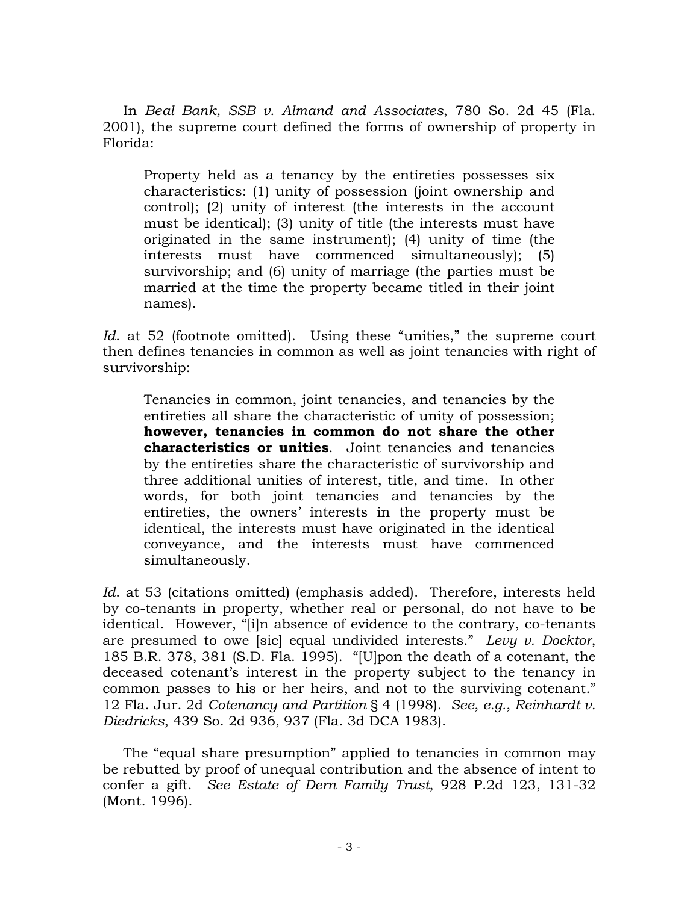In *Beal Bank, SSB v. Almand and Associates*, 780 So. 2d 45 (Fla. 2001), the supreme court defined the forms of ownership of property in Florida:

> Property held as a tenancy by the entireties possesses six characteristics: (1) unity of possession (joint ownership and control); (2) unity of interest (the interests in the account must be identical); (3) unity of title (the interests must have originated in the same instrument); (4) unity of time (the interests must have commenced simultaneously); (5) survivorship; and (6) unity of marriage (the parties must be married at the time the property became titled in their joint names).

*Id.* at 52 (footnote omitted). Using these "unities," the supreme court then defines tenancies in common as well as joint tenancies with right of survivorship:

> Tenancies in common, joint tenancies, and tenancies by the entireties all share the characteristic of unity of possession; **however, tenancies in common do not share the other characteristics or unities**. Joint tenancies and tenancies by the entireties share the characteristic of survivorship and three additional unities of interest, title, and time. In other words, for both joint tenancies and tenancies by the entireties, the owners' interests in the property must be identical, the interests must have originated in the identical conveyance, and the interests must have commenced simultaneously.

*Id.* at 53 (citations omitted) (emphasis added). Therefore, interests held by co-tenants in property, whether real or personal, do not have to be identical. However, "[i]n absence of evidence to the contrary, co-tenants are presumed to owe [sic] equal undivided interests." *Levy v. Docktor*, 185 B.R. 378, 381 (S.D. Fla. 1995). "[U]pon the death of a cotenant, the deceased cotenant's interest in the property subject to the tenancy in common passes to his or her heirs, and not to the surviving cotenant." 12 Fla. Jur. 2d *Cotenancy and Partition* § 4 (1998). *See, e.g.*, *Reinhardt v. Diedricks*, 439 So. 2d 936, 937 (Fla. 3d DCA 1983).

The "equal share presumption" applied to tenancies in common may be rebutted by proof of unequal contribution and the absence of intent to confer a gift. *See Estate of Dern Family Trust*, 928 P.2d 123, 131-32 (Mont. 1996).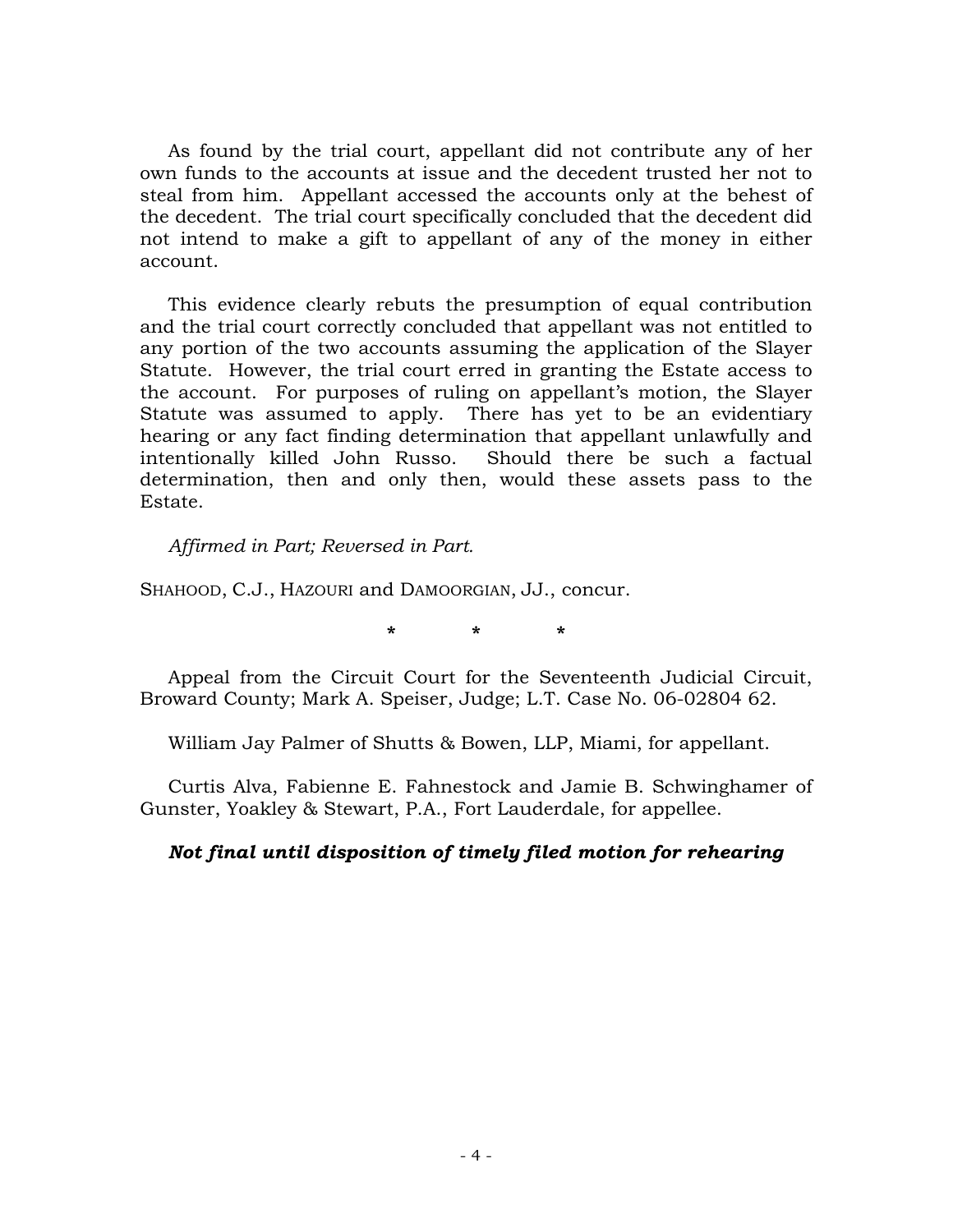As found by the trial court, appellant did not contribute any of her own funds to the accounts at issue and the decedent trusted her not to steal from him. Appellant accessed the accounts only at the behest of the decedent. The trial court specifically concluded that the decedent did not intend to make a gift to appellant of any of the money in either account.

This evidence clearly rebuts the presumption of equal contribution and the trial court correctly concluded that appellant was not entitled to any portion of the two accounts assuming the application of the Slayer Statute. However, the trial court erred in granting the Estate access to the account. For purposes of ruling on appellant's motion, the Slayer Statute was assumed to apply. There has yet to be an evidentiary hearing or any fact finding determination that appellant unlawfully and intentionally killed John Russo. Should there be such a factual determination, then and only then, would these assets pass to the Estate.

*Affirmed in Part; Reversed in Part.*

SHAHOOD, C.J., HAZOURI and DAMOORGIAN, JJ., concur.

\* \* \*

Appeal from the Circuit Court for the Seventeenth Judicial Circuit, Broward County; Mark A. Speiser, Judge; L.T. Case No. 06-02804 62.

William Jay Palmer of Shutts & Bowen, LLP, Miami, for appellant.

Curtis Alva, Fabienne E. Fahnestock and Jamie B. Schwinghamer of Gunster, Yoakley & Stewart, P.A., Fort Lauderdale, for appellee.

***Not final until disposition of timely filed motion for rehearing***